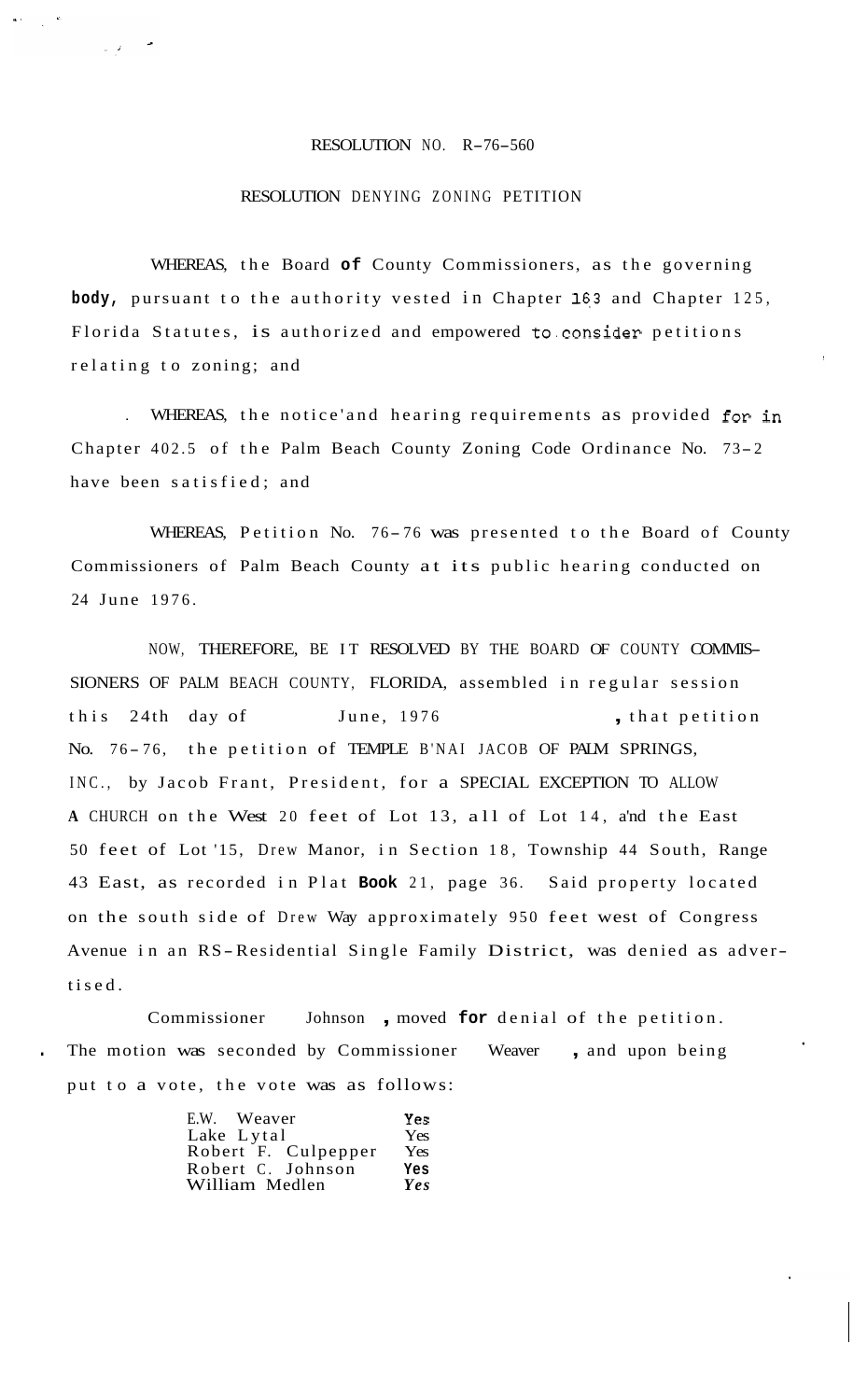# RESOLUTION NO. R-76-560

## RESOLUTION DENYING ZONING PETITION

WHEREAS, the Board of County Commissioners, as the governing body, pursuant to the authority vested in Chapter 163 and Chapter 125, Florida Statutes, is authorized and empowered to consider petitions relating to zoning; and

WHEREAS, the notice and hearing requirements as provided for in Chapter 402.5 of the Palm Beach County Zoning Code Ordinance No. 73-2 have been satisfied; and

WHEREAS, Petition No. 76-76 was presented to the Board of County Commissioners of Palm Beach County at its public hearing conducted on 24 June 1976.

NOW, THEREFORE, BE IT RESOLVED BY THE BOARD OF COUNTY COMMISSIONERS OF PALM BEACH COUNTY, FLORIDA, assembled in regular session this 24th day of June, 1976, that petition No. 76-76, the petition of TEMPLE B'NAI JACOB OF PALM SPRINGS, INC., by Jacob Frant, President, for a SPECIAL EXCEPTION TO ALLOW A CHURCH on the West 20 feet of Lot 13, all of Lot 14, and the East 50 feet of Lot 15, Drew Manor, in Section 18, Township 44 South, Range 43 East, as recorded in Plat Book 21, page 36. Said property located on the south side of Drew Way approximately 950 feet west of Congress Avenue in an RS-Residential Single Family District, was denied as advertised.

Commissioner Johnson, moved for denial of the petition. The motion was seconded by Commissioner Weaver, and upon being put to a vote, the vote was as follows:

| | |
|---|---|
| E.W. Weaver | Yes |
| Lake Lytal | Yes |
| Robert F. Culpepper | Yes |
| Robert C. Johnson | Yes |
| William Medlen | Yes |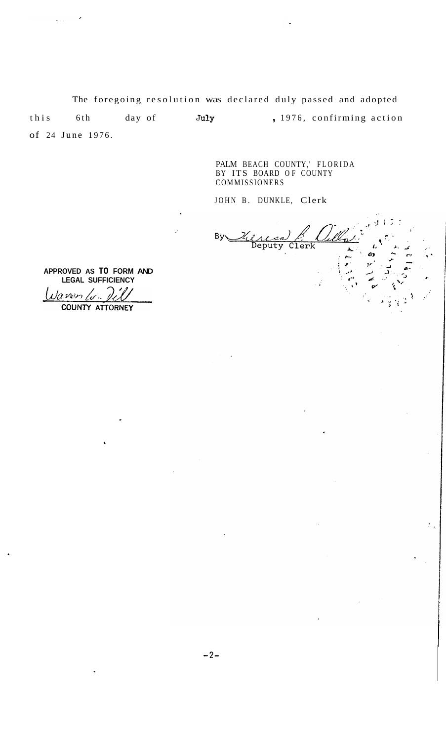The foregoing resolution was declared duly passed and adopted this 6th day of July, 1976, confirming action of 24 June 1976.

PALM BEACH COUNTY, FLORIDA
BY ITS BOARD OF COUNTY
COMMISSIONERS

JOHN B. DUNKLE, Clerk

By ____________________
Deputy Clerk

**APPROVED AS TO FORM AND LEGAL SUFFICIENCY**

____________________
**COUNTY ATTORNEY**